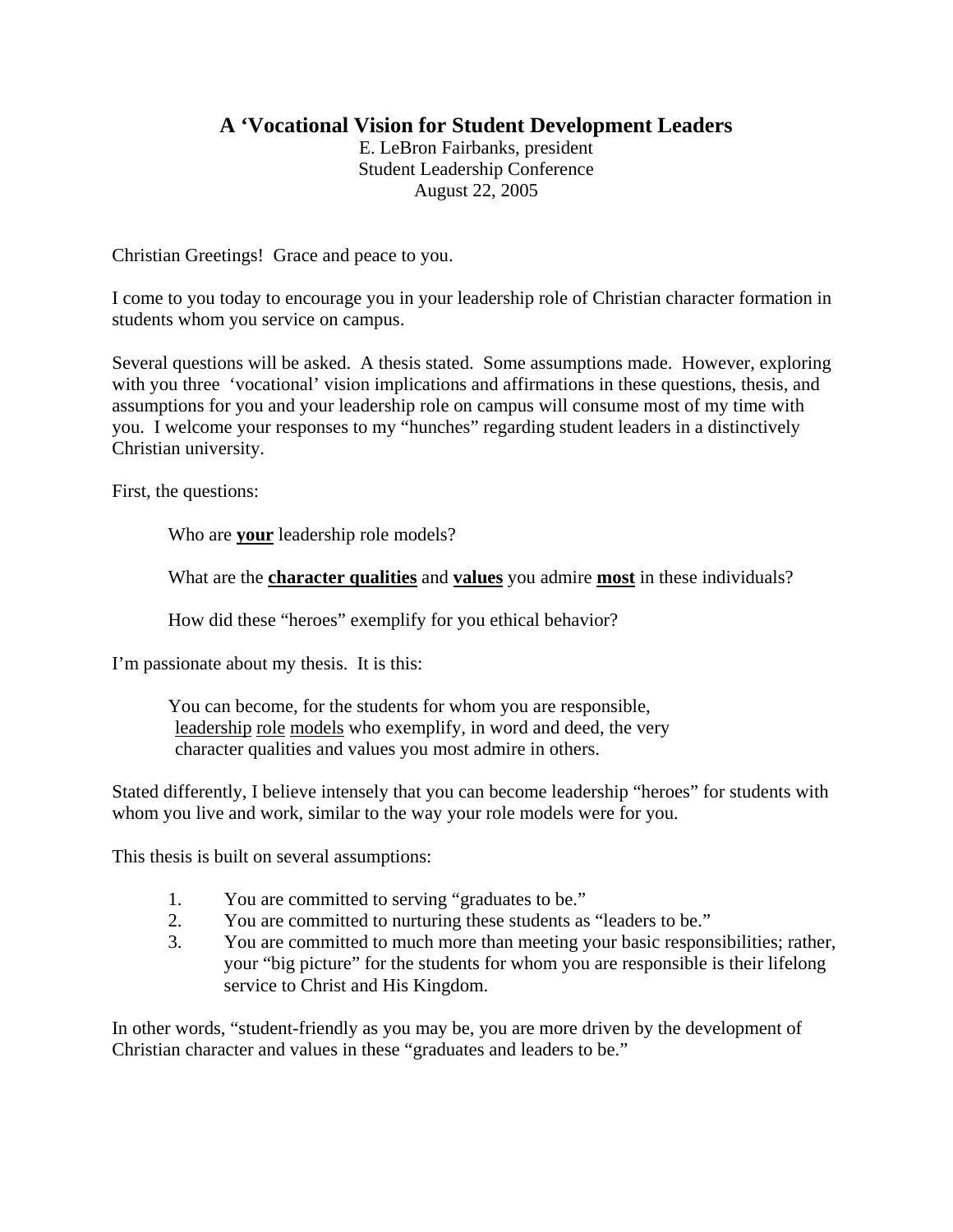# A 'Vocational Vision for Student Development Leaders

E. LeBron Fairbanks, president
Student Leadership Conference
August 22, 2005

Christian Greetings! Grace and peace to you.

I come to you today to encourage you in your leadership role of Christian character formation in students whom you service on campus.

Several questions will be asked. A thesis stated. Some assumptions made. However, exploring with you three 'vocational' vision implications and affirmations in these questions, thesis, and assumptions for you and your leadership role on campus will consume most of my time with you. I welcome your responses to my "hunches" regarding student leaders in a distinctively Christian university.

First, the questions:

> Who are **<u>your</u>** leadership role models?
>
> What are the **<u>character qualities</u>** and **<u>values</u>** you admire **<u>most</u>** in these individuals?
>
> How did these "heroes" exemplify for you ethical behavior?

I'm passionate about my thesis. It is this:

> You can become, for the students for whom you are responsible, <u>leadership</u> <u>role</u> <u>models</u> who exemplify, in word and deed, the very character qualities and values you most admire in others.

Stated differently, I believe intensely that you can become leadership "heroes" for students with whom you live and work, similar to the way your role models were for you.

This thesis is built on several assumptions:

1. You are committed to serving "graduates to be."
2. You are committed to nurturing these students as "leaders to be."
3. You are committed to much more than meeting your basic responsibilities; rather, your "big picture" for the students for whom you are responsible is their lifelong service to Christ and His Kingdom.

In other words, "student-friendly as you may be, you are more driven by the development of Christian character and values in these "graduates and leaders to be."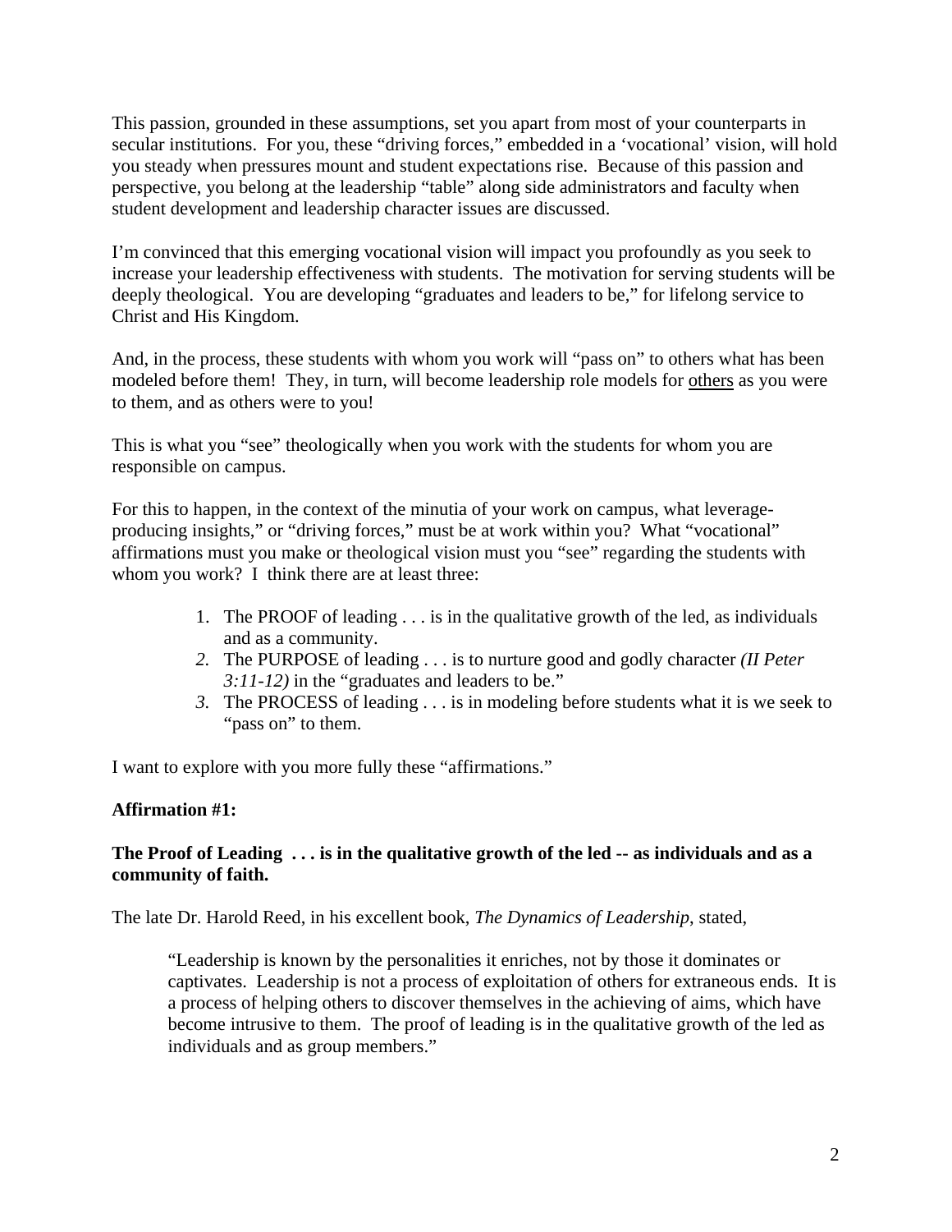This passion, grounded in these assumptions, set you apart from most of your counterparts in secular institutions. For you, these "driving forces," embedded in a 'vocational' vision, will hold you steady when pressures mount and student expectations rise. Because of this passion and perspective, you belong at the leadership "table" along side administrators and faculty when student development and leadership character issues are discussed.

I'm convinced that this emerging vocational vision will impact you profoundly as you seek to increase your leadership effectiveness with students. The motivation for serving students will be deeply theological. You are developing "graduates and leaders to be," for lifelong service to Christ and His Kingdom.

And, in the process, these students with whom you work will "pass on" to others what has been modeled before them! They, in turn, will become leadership role models for <u>others</u> as you were to them, and as others were to you!

This is what you "see" theologically when you work with the students for whom you are responsible on campus.

For this to happen, in the context of the minutia of your work on campus, what leverage-producing insights," or "driving forces," must be at work within you? What "vocational" affirmations must you make or theological vision must you "see" regarding the students with whom you work? I think there are at least three:

1. The PROOF of leading . . . is in the qualitative growth of the led, as individuals and as a community.
2. The PURPOSE of leading . . . is to nurture good and godly character *(II Peter 3:11-12)* in the "graduates and leaders to be."
3. The PROCESS of leading . . . is in modeling before students what it is we seek to "pass on" to them.

I want to explore with you more fully these "affirmations."

**Affirmation #1:**

**The Proof of Leading . . . is in the qualitative growth of the led -- as individuals and as a community of faith.**

The late Dr. Harold Reed, in his excellent book, *The Dynamics of Leadership*, stated,

> "Leadership is known by the personalities it enriches, not by those it dominates or captivates. Leadership is not a process of exploitation of others for extraneous ends. It is a process of helping others to discover themselves in the achieving of aims, which have become intrusive to them. The proof of leading is in the qualitative growth of the led as individuals and as group members."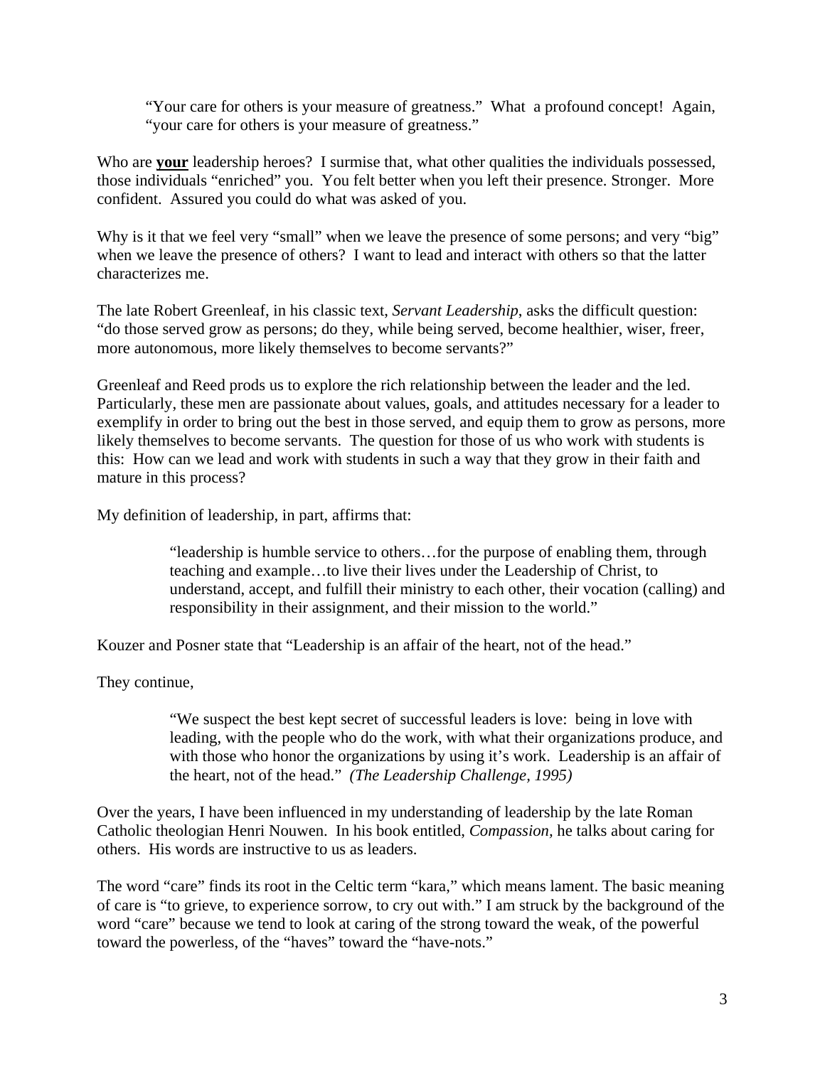> "Your care for others is your measure of greatness." What a profound concept! Again, "your care for others is your measure of greatness."

Who are **your** leadership heroes? I surmise that, what other qualities the individuals possessed, those individuals "enriched" you. You felt better when you left their presence. Stronger. More confident. Assured you could do what was asked of you.

Why is it that we feel very "small" when we leave the presence of some persons; and very "big" when we leave the presence of others? I want to lead and interact with others so that the latter characterizes me.

The late Robert Greenleaf, in his classic text, *Servant Leadership*, asks the difficult question: "do those served grow as persons; do they, while being served, become healthier, wiser, freer, more autonomous, more likely themselves to become servants?"

Greenleaf and Reed prods us to explore the rich relationship between the leader and the led. Particularly, these men are passionate about values, goals, and attitudes necessary for a leader to exemplify in order to bring out the best in those served, and equip them to grow as persons, more likely themselves to become servants. The question for those of us who work with students is this: How can we lead and work with students in such a way that they grow in their faith and mature in this process?

My definition of leadership, in part, affirms that:

> "leadership is humble service to others…for the purpose of enabling them, through teaching and example…to live their lives under the Leadership of Christ, to understand, accept, and fulfill their ministry to each other, their vocation (calling) and responsibility in their assignment, and their mission to the world."

Kouzer and Posner state that "Leadership is an affair of the heart, not of the head."

They continue,

> "We suspect the best kept secret of successful leaders is love: being in love with leading, with the people who do the work, with what their organizations produce, and with those who honor the organizations by using it's work. Leadership is an affair of the heart, not of the head." *(The Leadership Challenge, 1995)*

Over the years, I have been influenced in my understanding of leadership by the late Roman Catholic theologian Henri Nouwen. In his book entitled, *Compassion,* he talks about caring for others. His words are instructive to us as leaders.

The word "care" finds its root in the Celtic term "kara," which means lament. The basic meaning of care is "to grieve, to experience sorrow, to cry out with." I am struck by the background of the word "care" because we tend to look at caring of the strong toward the weak, of the powerful toward the powerless, of the "haves" toward the "have-nots."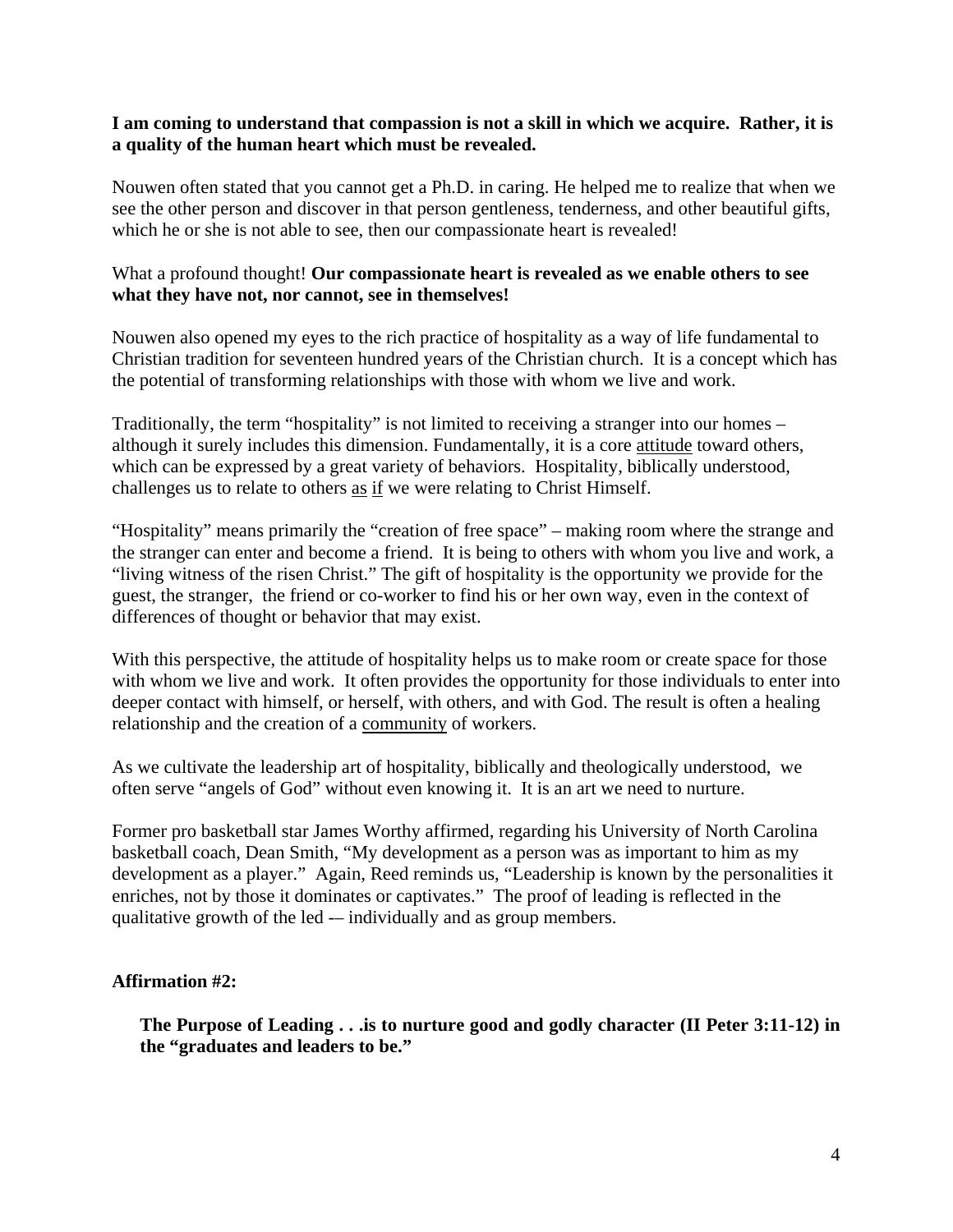**I am coming to understand that compassion is not a skill in which we acquire. Rather, it is a quality of the human heart which must be revealed.**

Nouwen often stated that you cannot get a Ph.D. in caring. He helped me to realize that when we see the other person and discover in that person gentleness, tenderness, and other beautiful gifts, which he or she is not able to see, then our compassionate heart is revealed!

What a profound thought! **Our compassionate heart is revealed as we enable others to see what they have not, nor cannot, see in themselves!**

Nouwen also opened my eyes to the rich practice of hospitality as a way of life fundamental to Christian tradition for seventeen hundred years of the Christian church. It is a concept which has the potential of transforming relationships with those with whom we live and work.

Traditionally, the term "hospitality" is not limited to receiving a stranger into our homes – although it surely includes this dimension. Fundamentally, it is a core <u>attitude</u> toward others, which can be expressed by a great variety of behaviors. Hospitality, biblically understood, challenges us to relate to others <u>as</u> <u>if</u> we were relating to Christ Himself.

"Hospitality" means primarily the "creation of free space" – making room where the strange and the stranger can enter and become a friend. It is being to others with whom you live and work, a "living witness of the risen Christ." The gift of hospitality is the opportunity we provide for the guest, the stranger, the friend or co-worker to find his or her own way, even in the context of differences of thought or behavior that may exist.

With this perspective, the attitude of hospitality helps us to make room or create space for those with whom we live and work. It often provides the opportunity for those individuals to enter into deeper contact with himself, or herself, with others, and with God. The result is often a healing relationship and the creation of a <u>community</u> of workers.

As we cultivate the leadership art of hospitality, biblically and theologically understood, we often serve "angels of God" without even knowing it. It is an art we need to nurture.

Former pro basketball star James Worthy affirmed, regarding his University of North Carolina basketball coach, Dean Smith, "My development as a person was as important to him as my development as a player." Again, Reed reminds us, "Leadership is known by the personalities it enriches, not by those it dominates or captivates." The proof of leading is reflected in the qualitative growth of the led -– individually and as group members.

**Affirmation #2:**

> **The Purpose of Leading . . .is to nurture good and godly character (II Peter 3:11-12) in the "graduates and leaders to be."**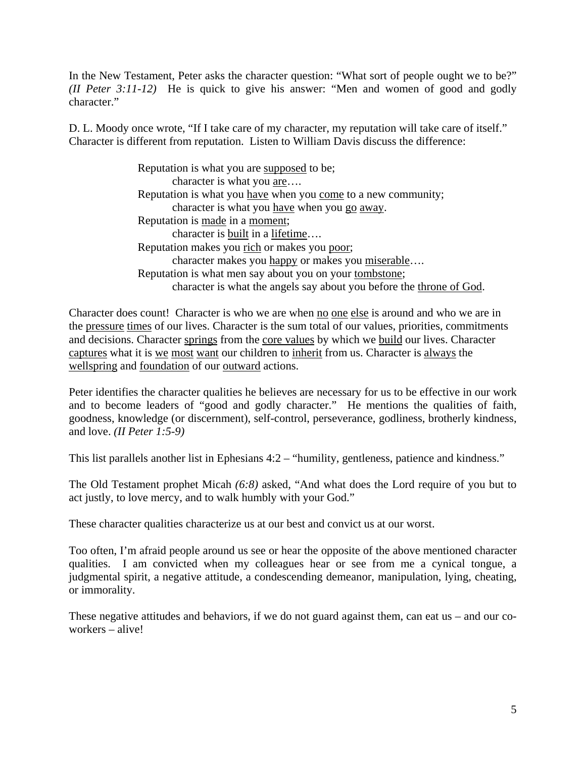In the New Testament, Peter asks the character question: "What sort of people ought we to be?" *(II Peter 3:11-12)* He is quick to give his answer: "Men and women of good and godly character."

D. L. Moody once wrote, "If I take care of my character, my reputation will take care of itself." Character is different from reputation. Listen to William Davis discuss the difference:

> Reputation is what you are <u>supposed</u> to be;
> &nbsp;&nbsp;&nbsp;&nbsp;character is what you <u>are</u>….
> Reputation is what you <u>have</u> when you <u>come</u> to a new community;
> &nbsp;&nbsp;&nbsp;&nbsp;character is what you <u>have</u> when you <u>go</u> <u>away</u>.
> Reputation is <u>made</u> in a <u>moment</u>;
> &nbsp;&nbsp;&nbsp;&nbsp;character is <u>built</u> in a <u>lifetime</u>….
> Reputation makes you <u>rich</u> or makes you <u>poor</u>;
> &nbsp;&nbsp;&nbsp;&nbsp;character makes you <u>happy</u> or makes you <u>miserable</u>….
> Reputation is what men say about you on your <u>tombstone</u>;
> &nbsp;&nbsp;&nbsp;&nbsp;character is what the angels say about you before the <u>throne of God</u>.

Character does count! Character is who we are when <u>no</u> <u>one</u> <u>else</u> is around and who we are in the <u>pressure</u> <u>times</u> of our lives. Character is the sum total of our values, priorities, commitments and decisions. Character <u>springs</u> from the <u>core values</u> by which we <u>build</u> our lives. Character <u>captures</u> what it is <u>we</u> <u>most</u> <u>want</u> our children to <u>inherit</u> from us. Character is <u>always</u> the <u>wellspring</u> and <u>foundation</u> of our <u>outward</u> actions.

Peter identifies the character qualities he believes are necessary for us to be effective in our work and to become leaders of "good and godly character." He mentions the qualities of faith, goodness, knowledge (or discernment), self-control, perseverance, godliness, brotherly kindness, and love. *(II Peter 1:5-9)*

This list parallels another list in Ephesians 4:2 – "humility, gentleness, patience and kindness."

The Old Testament prophet Micah *(6:8)* asked, "And what does the Lord require of you but to act justly, to love mercy, and to walk humbly with your God."

These character qualities characterize us at our best and convict us at our worst.

Too often, I'm afraid people around us see or hear the opposite of the above mentioned character qualities. I am convicted when my colleagues hear or see from me a cynical tongue, a judgmental spirit, a negative attitude, a condescending demeanor, manipulation, lying, cheating, or immorality.

These negative attitudes and behaviors, if we do not guard against them, can eat us – and our co-workers – alive!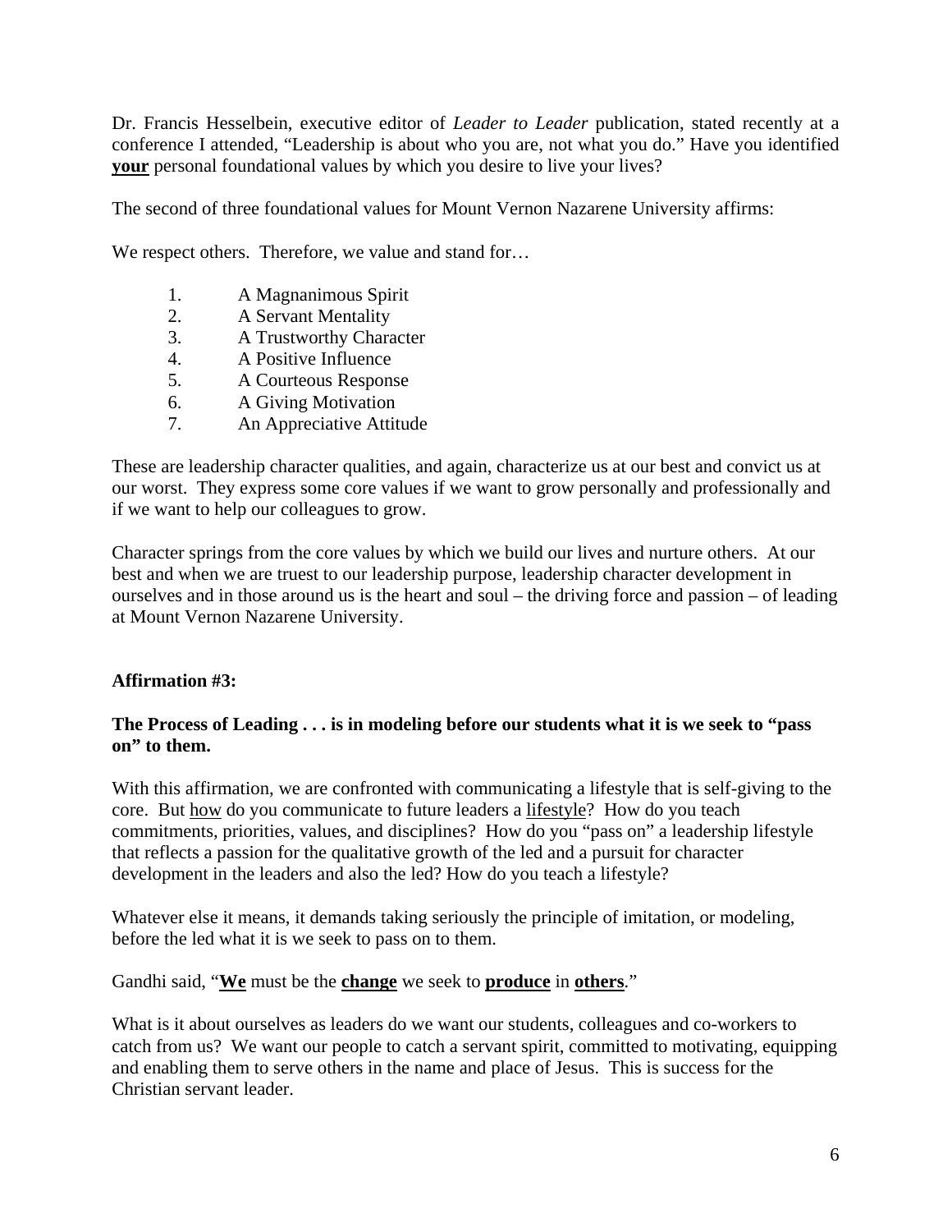Dr. Francis Hesselbein, executive editor of *Leader to Leader* publication, stated recently at a conference I attended, “Leadership is about who you are, not what you do.” Have you identified **your** personal foundational values by which you desire to live your lives?

The second of three foundational values for Mount Vernon Nazarene University affirms:

We respect others. Therefore, we value and stand for…

1. A Magnanimous Spirit
2. A Servant Mentality
3. A Trustworthy Character
4. A Positive Influence
5. A Courteous Response
6. A Giving Motivation
7. An Appreciative Attitude

These are leadership character qualities, and again, characterize us at our best and convict us at our worst. They express some core values if we want to grow personally and professionally and if we want to help our colleagues to grow.

Character springs from the core values by which we build our lives and nurture others. At our best and when we are truest to our leadership purpose, leadership character development in ourselves and in those around us is the heart and soul – the driving force and passion – of leading at Mount Vernon Nazarene University.

**Affirmation #3:**

**The Process of Leading . . . is in modeling before our students what it is we seek to “pass on” to them.**

With this affirmation, we are confronted with communicating a lifestyle that is self-giving to the core. But how do you communicate to future leaders a lifestyle? How do you teach commitments, priorities, values, and disciplines? How do you “pass on” a leadership lifestyle that reflects a passion for the qualitative growth of the led and a pursuit for character development in the leaders and also the led? How do you teach a lifestyle?

Whatever else it means, it demands taking seriously the principle of imitation, or modeling, before the led what it is we seek to pass on to them.

Gandhi said, “**We** must be the **change** we seek to **produce** in **others**.”

What is it about ourselves as leaders do we want our students, colleagues and co-workers to catch from us? We want our people to catch a servant spirit, committed to motivating, equipping and enabling them to serve others in the name and place of Jesus. This is success for the Christian servant leader.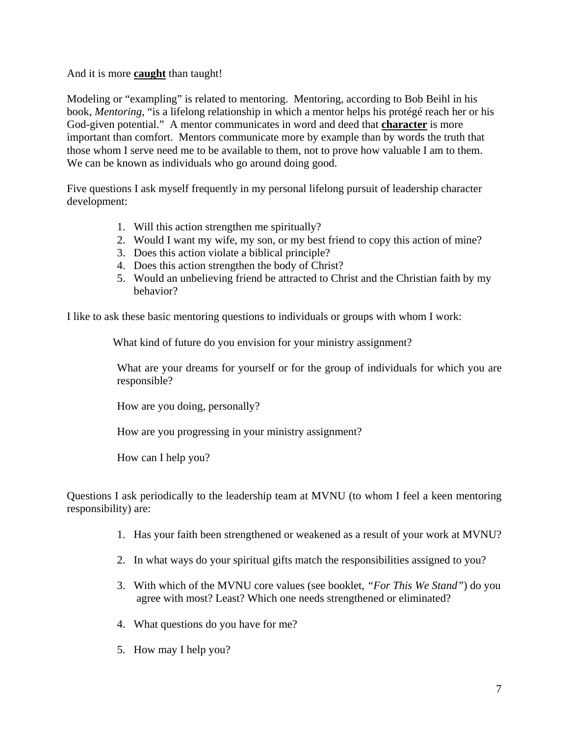And it is more **caught** than taught!

Modeling or "exampling" is related to mentoring. Mentoring, according to Bob Beihl in his book, *Mentoring*, "is a lifelong relationship in which a mentor helps his protégé reach her or his God-given potential." A mentor communicates in word and deed that **character** is more important than comfort. Mentors communicate more by example than by words the truth that those whom I serve need me to be available to them, not to prove how valuable I am to them. We can be known as individuals who go around doing good.

Five questions I ask myself frequently in my personal lifelong pursuit of leadership character development:

1. Will this action strengthen me spiritually?
2. Would I want my wife, my son, or my best friend to copy this action of mine?
3. Does this action violate a biblical principle?
4. Does this action strengthen the body of Christ?
5. Would an unbelieving friend be attracted to Christ and the Christian faith by my behavior?

I like to ask these basic mentoring questions to individuals or groups with whom I work:

> What kind of future do you envision for your ministry assignment?
>
> What are your dreams for yourself or for the group of individuals for which you are responsible?
>
> How are you doing, personally?
>
> How are you progressing in your ministry assignment?
>
> How can I help you?

Questions I ask periodically to the leadership team at MVNU (to whom I feel a keen mentoring responsibility) are:

1. Has your faith been strengthened or weakened as a result of your work at MVNU?
2. In what ways do your spiritual gifts match the responsibilities assigned to you?
3. With which of the MVNU core values (see booklet, *"For This We Stand"*) do you agree with most? Least? Which one needs strengthened or eliminated?
4. What questions do you have for me?
5. How may I help you?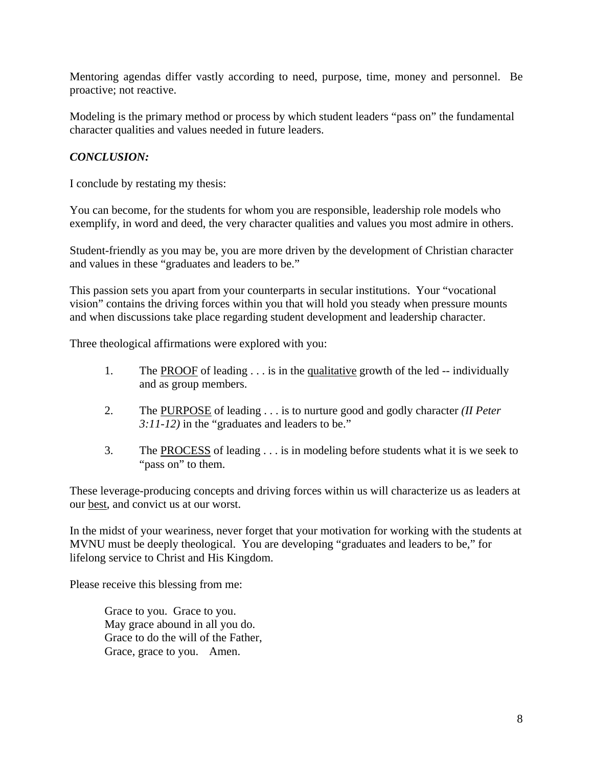Mentoring agendas differ vastly according to need, purpose, time, money and personnel. Be proactive; not reactive.

Modeling is the primary method or process by which student leaders "pass on" the fundamental character qualities and values needed in future leaders.

***CONCLUSION:***

I conclude by restating my thesis:

You can become, for the students for whom you are responsible, leadership role models who exemplify, in word and deed, the very character qualities and values you most admire in others.

Student-friendly as you may be, you are more driven by the development of Christian character and values in these "graduates and leaders to be."

This passion sets you apart from your counterparts in secular institutions. Your "vocational vision" contains the driving forces within you that will hold you steady when pressure mounts and when discussions take place regarding student development and leadership character.

Three theological affirmations were explored with you:

1. The <u>PROOF</u> of leading . . . is in the <u>qualitative</u> growth of the led -- individually and as group members.

2. The <u>PURPOSE</u> of leading . . . is to nurture good and godly character *(II Peter 3:11-12)* in the "graduates and leaders to be."

3. The <u>PROCESS</u> of leading . . . is in modeling before students what it is we seek to "pass on" to them.

These leverage-producing concepts and driving forces within us will characterize us as leaders at our <u>best</u>, and convict us at our worst.

In the midst of your weariness, never forget that your motivation for working with the students at MVNU must be deeply theological. You are developing "graduates and leaders to be," for lifelong service to Christ and His Kingdom.

Please receive this blessing from me:

> Grace to you. Grace to you.
> May grace abound in all you do.
> Grace to do the will of the Father,
> Grace, grace to you. Amen.